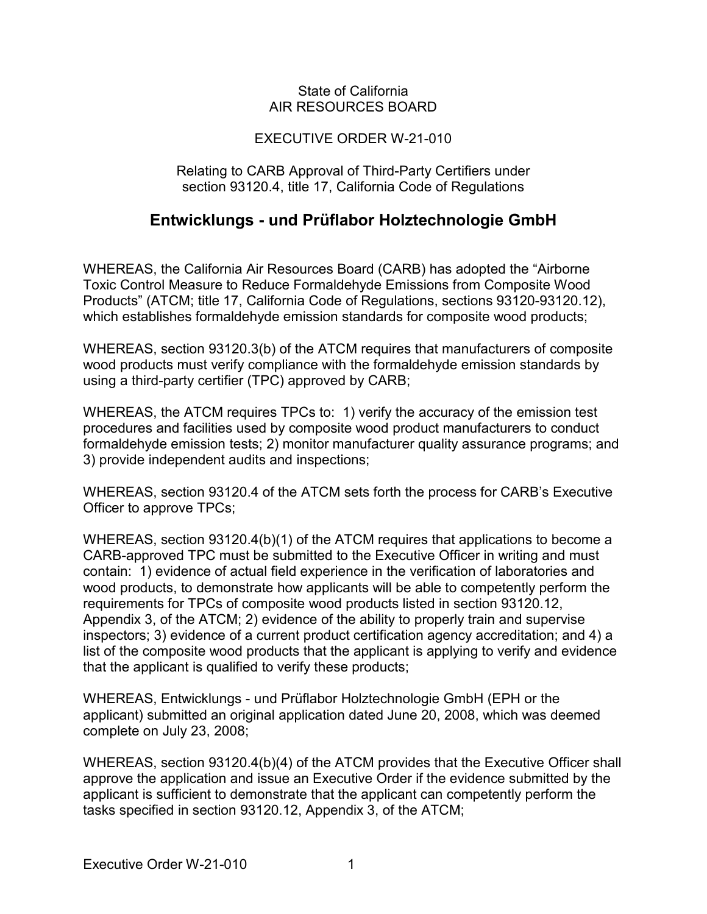State of California
AIR RESOURCES BOARD

EXECUTIVE ORDER W-21-010

Relating to CARB Approval of Third-Party Certifiers under section 93120.4, title 17, California Code of Regulations

# Entwicklungs - und Prüflabor Holztechnologie GmbH

WHEREAS, the California Air Resources Board (CARB) has adopted the "Airborne Toxic Control Measure to Reduce Formaldehyde Emissions from Composite Wood Products" (ATCM; title 17, California Code of Regulations, sections 93120-93120.12), which establishes formaldehyde emission standards for composite wood products;

WHEREAS, section 93120.3(b) of the ATCM requires that manufacturers of composite wood products must verify compliance with the formaldehyde emission standards by using a third-party certifier (TPC) approved by CARB;

WHEREAS, the ATCM requires TPCs to: 1) verify the accuracy of the emission test procedures and facilities used by composite wood product manufacturers to conduct formaldehyde emission tests; 2) monitor manufacturer quality assurance programs; and 3) provide independent audits and inspections;

WHEREAS, section 93120.4 of the ATCM sets forth the process for CARB's Executive Officer to approve TPCs;

WHEREAS, section 93120.4(b)(1) of the ATCM requires that applications to become a CARB-approved TPC must be submitted to the Executive Officer in writing and must contain: 1) evidence of actual field experience in the verification of laboratories and wood products, to demonstrate how applicants will be able to competently perform the requirements for TPCs of composite wood products listed in section 93120.12, Appendix 3, of the ATCM; 2) evidence of the ability to properly train and supervise inspectors; 3) evidence of a current product certification agency accreditation; and 4) a list of the composite wood products that the applicant is applying to verify and evidence that the applicant is qualified to verify these products;

WHEREAS, Entwicklungs - und Prüflabor Holztechnologie GmbH (EPH or the applicant) submitted an original application dated June 20, 2008, which was deemed complete on July 23, 2008;

WHEREAS, section 93120.4(b)(4) of the ATCM provides that the Executive Officer shall approve the application and issue an Executive Order if the evidence submitted by the applicant is sufficient to demonstrate that the applicant can competently perform the tasks specified in section 93120.12, Appendix 3, of the ATCM;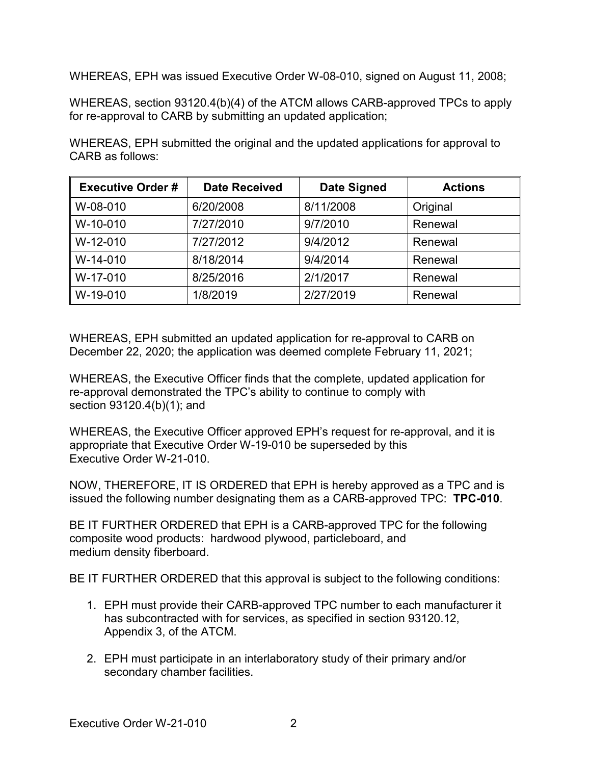WHEREAS, EPH was issued Executive Order W-08-010, signed on August 11, 2008;

WHEREAS, section 93120.4(b)(4) of the ATCM allows CARB-approved TPCs to apply for re-approval to CARB by submitting an updated application;

WHEREAS, EPH submitted the original and the updated applications for approval to CARB as follows:

| Executive Order # | Date Received | Date Signed | Actions |
|---|---|---|---|
| W-08-010 | 6/20/2008 | 8/11/2008 | Original |
| W-10-010 | 7/27/2010 | 9/7/2010 | Renewal |
| W-12-010 | 7/27/2012 | 9/4/2012 | Renewal |
| W-14-010 | 8/18/2014 | 9/4/2014 | Renewal |
| W-17-010 | 8/25/2016 | 2/1/2017 | Renewal |
| W-19-010 | 1/8/2019 | 2/27/2019 | Renewal |

WHEREAS, EPH submitted an updated application for re-approval to CARB on December 22, 2020; the application was deemed complete February 11, 2021;

WHEREAS, the Executive Officer finds that the complete, updated application for re-approval demonstrated the TPC's ability to continue to comply with section 93120.4(b)(1); and

WHEREAS, the Executive Officer approved EPH's request for re-approval, and it is appropriate that Executive Order W-19-010 be superseded by this Executive Order W-21-010.

NOW, THEREFORE, IT IS ORDERED that EPH is hereby approved as a TPC and is issued the following number designating them as a CARB-approved TPC: **TPC-010**.

BE IT FURTHER ORDERED that EPH is a CARB-approved TPC for the following composite wood products: hardwood plywood, particleboard, and medium density fiberboard.

BE IT FURTHER ORDERED that this approval is subject to the following conditions:

1. EPH must provide their CARB-approved TPC number to each manufacturer it has subcontracted with for services, as specified in section 93120.12, Appendix 3, of the ATCM.

2. EPH must participate in an interlaboratory study of their primary and/or secondary chamber facilities.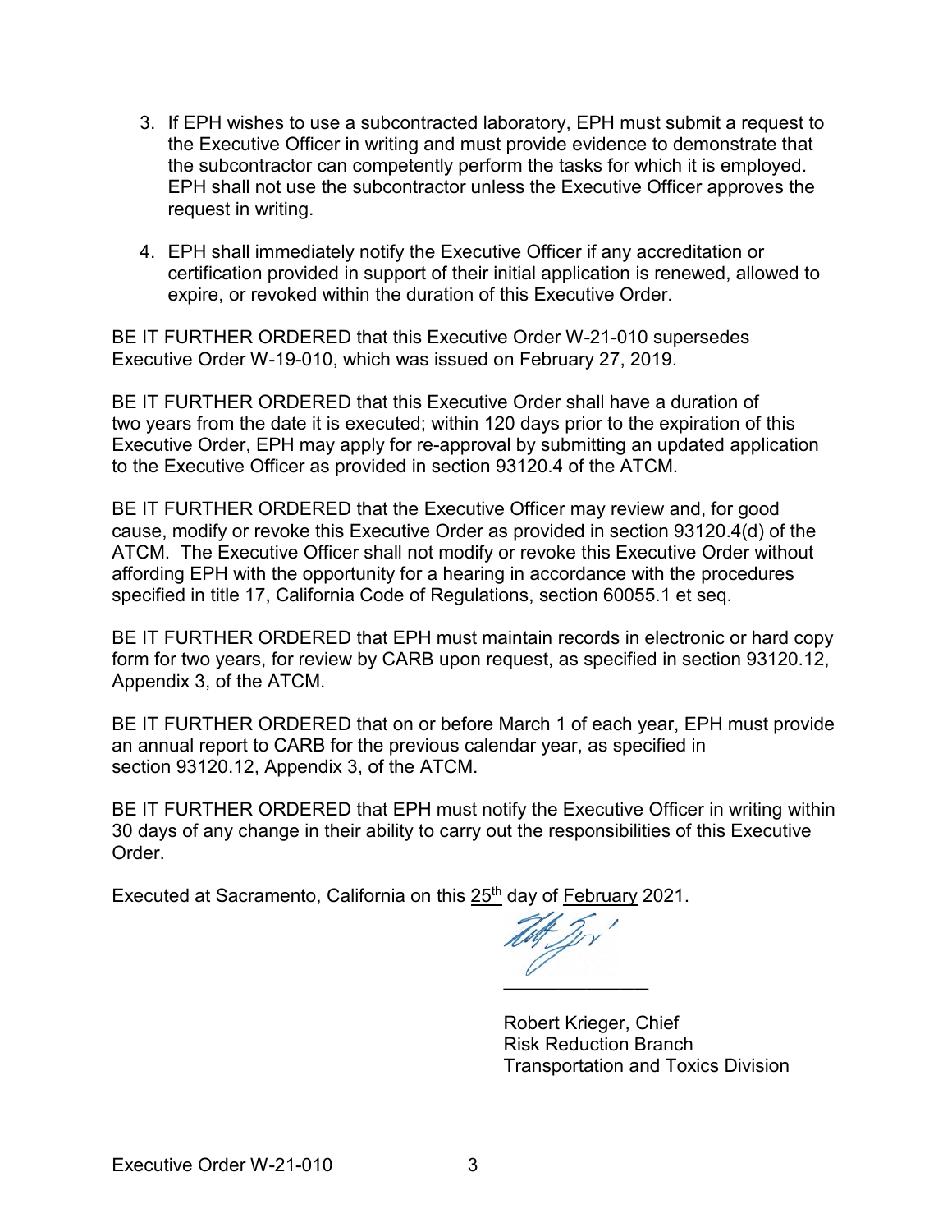3. If EPH wishes to use a subcontracted laboratory, EPH must submit a request to the Executive Officer in writing and must provide evidence to demonstrate that the subcontractor can competently perform the tasks for which it is employed. EPH shall not use the subcontractor unless the Executive Officer approves the request in writing.

4. EPH shall immediately notify the Executive Officer if any accreditation or certification provided in support of their initial application is renewed, allowed to expire, or revoked within the duration of this Executive Order.

BE IT FURTHER ORDERED that this Executive Order W-21-010 supersedes Executive Order W-19-010, which was issued on February 27, 2019.

BE IT FURTHER ORDERED that this Executive Order shall have a duration of two years from the date it is executed; within 120 days prior to the expiration of this Executive Order, EPH may apply for re-approval by submitting an updated application to the Executive Officer as provided in section 93120.4 of the ATCM.

BE IT FURTHER ORDERED that the Executive Officer may review and, for good cause, modify or revoke this Executive Order as provided in section 93120.4(d) of the ATCM. The Executive Officer shall not modify or revoke this Executive Order without affording EPH with the opportunity for a hearing in accordance with the procedures specified in title 17, California Code of Regulations, section 60055.1 et seq.

BE IT FURTHER ORDERED that EPH must maintain records in electronic or hard copy form for two years, for review by CARB upon request, as specified in section 93120.12, Appendix 3, of the ATCM.

BE IT FURTHER ORDERED that on or before March 1 of each year, EPH must provide an annual report to CARB for the previous calendar year, as specified in section 93120.12, Appendix 3, of the ATCM.

BE IT FURTHER ORDERED that EPH must notify the Executive Officer in writing within 30 days of any change in their ability to carry out the responsibilities of this Executive Order.

Executed at Sacramento, California on this 25th day of February 2021.

Robert Krieger, Chief
Risk Reduction Branch
Transportation and Toxics Division